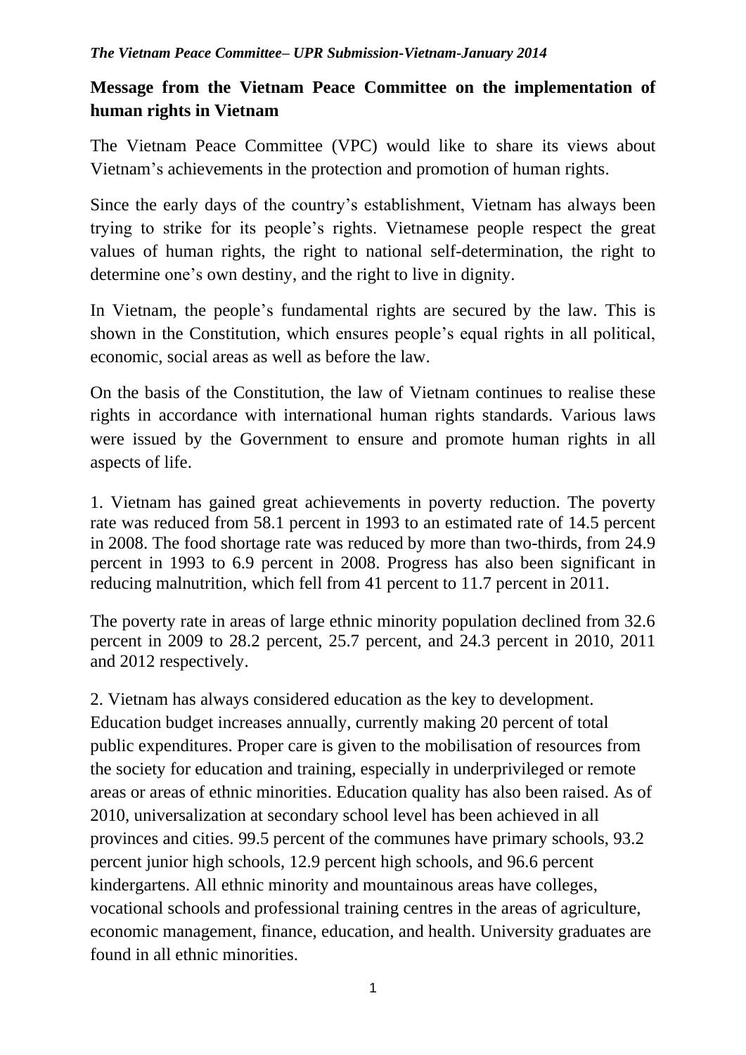# Message from the Vietnam Peace Committee on the implementation of human rights in Vietnam

The Vietnam Peace Committee (VPC) would like to share its views about Vietnam's achievements in the protection and promotion of human rights.

Since the early days of the country's establishment, Vietnam has always been trying to strike for its people's rights. Vietnamese people respect the great values of human rights, the right to national self-determination, the right to determine one's own destiny, and the right to live in dignity.

In Vietnam, the people's fundamental rights are secured by the law. This is shown in the Constitution, which ensures people's equal rights in all political, economic, social areas as well as before the law.

On the basis of the Constitution, the law of Vietnam continues to realise these rights in accordance with international human rights standards. Various laws were issued by the Government to ensure and promote human rights in all aspects of life.

1. Vietnam has gained great achievements in poverty reduction. The poverty rate was reduced from 58.1 percent in 1993 to an estimated rate of 14.5 percent in 2008. The food shortage rate was reduced by more than two-thirds, from 24.9 percent in 1993 to 6.9 percent in 2008. Progress has also been significant in reducing malnutrition, which fell from 41 percent to 11.7 percent in 2011.

The poverty rate in areas of large ethnic minority population declined from 32.6 percent in 2009 to 28.2 percent, 25.7 percent, and 24.3 percent in 2010, 2011 and 2012 respectively.

2. Vietnam has always considered education as the key to development. Education budget increases annually, currently making 20 percent of total public expenditures. Proper care is given to the mobilisation of resources from the society for education and training, especially in underprivileged or remote areas or areas of ethnic minorities. Education quality has also been raised. As of 2010, universalization at secondary school level has been achieved in all provinces and cities. 99.5 percent of the communes have primary schools, 93.2 percent junior high schools, 12.9 percent high schools, and 96.6 percent kindergartens. All ethnic minority and mountainous areas have colleges, vocational schools and professional training centres in the areas of agriculture, economic management, finance, education, and health. University graduates are found in all ethnic minorities.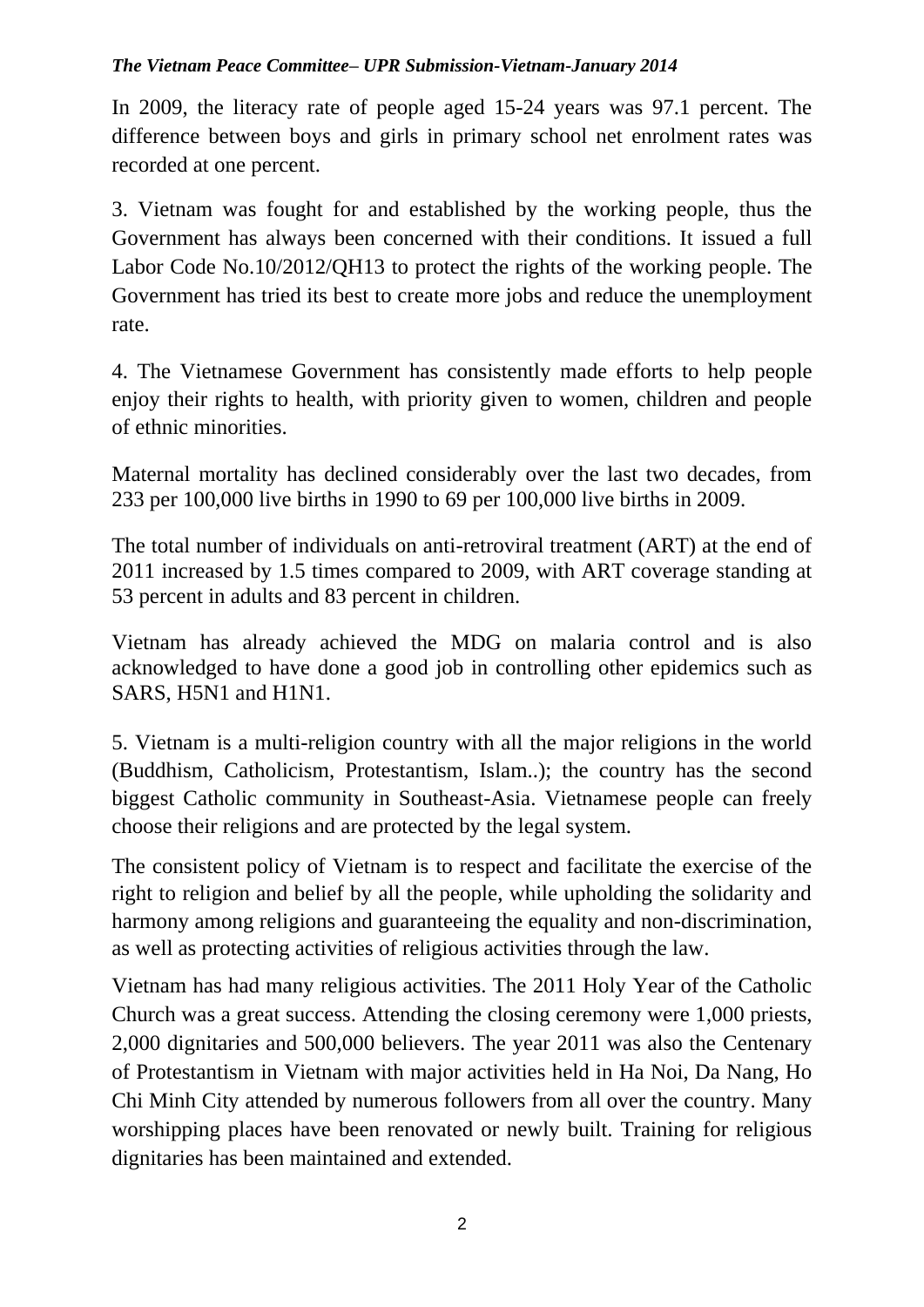In 2009, the literacy rate of people aged 15-24 years was 97.1 percent. The difference between boys and girls in primary school net enrolment rates was recorded at one percent.

3. Vietnam was fought for and established by the working people, thus the Government has always been concerned with their conditions. It issued a full Labor Code No.10/2012/QH13 to protect the rights of the working people. The Government has tried its best to create more jobs and reduce the unemployment rate.

4. The Vietnamese Government has consistently made efforts to help people enjoy their rights to health, with priority given to women, children and people of ethnic minorities.

Maternal mortality has declined considerably over the last two decades, from 233 per 100,000 live births in 1990 to 69 per 100,000 live births in 2009.

The total number of individuals on anti-retroviral treatment (ART) at the end of 2011 increased by 1.5 times compared to 2009, with ART coverage standing at 53 percent in adults and 83 percent in children.

Vietnam has already achieved the MDG on malaria control and is also acknowledged to have done a good job in controlling other epidemics such as SARS, H5N1 and H1N1.

5. Vietnam is a multi-religion country with all the major religions in the world (Buddhism, Catholicism, Protestantism, Islam..); the country has the second biggest Catholic community in Southeast-Asia. Vietnamese people can freely choose their religions and are protected by the legal system.

The consistent policy of Vietnam is to respect and facilitate the exercise of the right to religion and belief by all the people, while upholding the solidarity and harmony among religions and guaranteeing the equality and non-discrimination, as well as protecting activities of religious activities through the law.

Vietnam has had many religious activities. The 2011 Holy Year of the Catholic Church was a great success. Attending the closing ceremony were 1,000 priests, 2,000 dignitaries and 500,000 believers. The year 2011 was also the Centenary of Protestantism in Vietnam with major activities held in Ha Noi, Da Nang, Ho Chi Minh City attended by numerous followers from all over the country. Many worshipping places have been renovated or newly built. Training for religious dignitaries has been maintained and extended.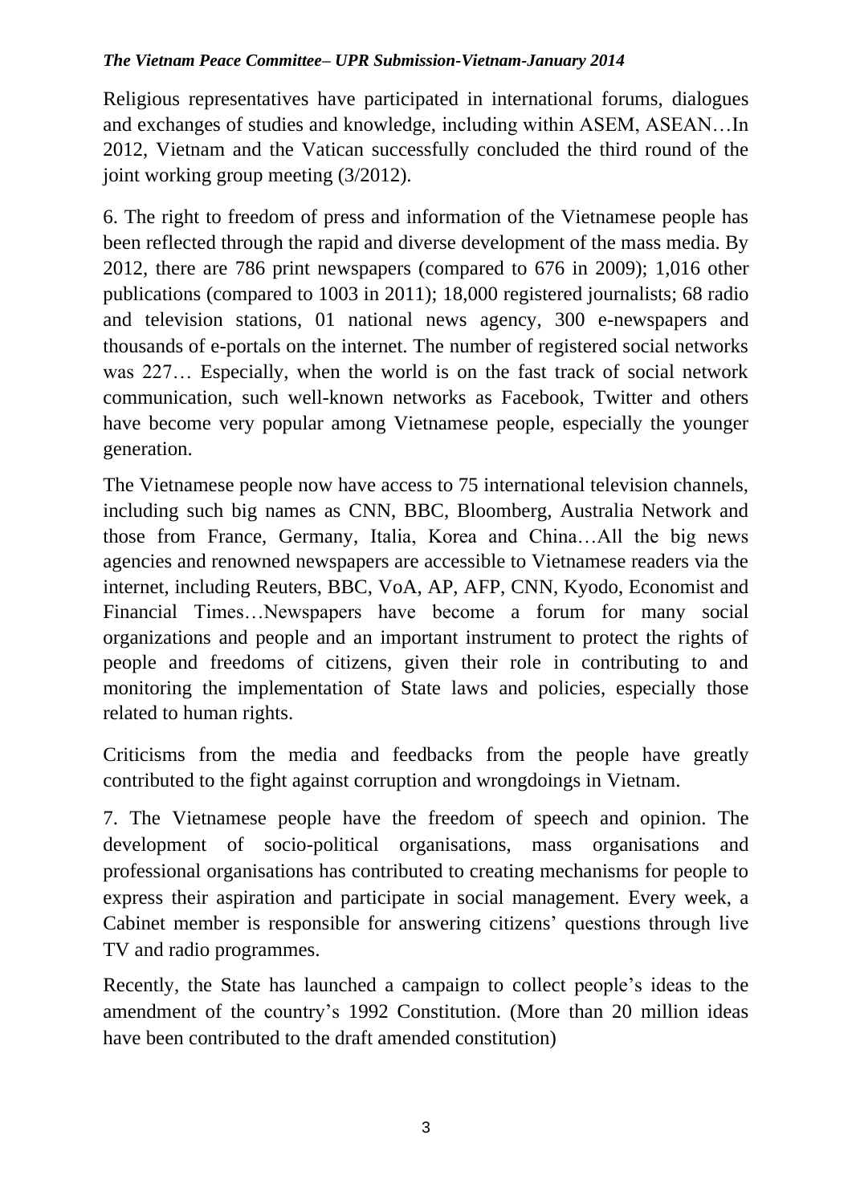Religious representatives have participated in international forums, dialogues and exchanges of studies and knowledge, including within ASEM, ASEAN…In 2012, Vietnam and the Vatican successfully concluded the third round of the joint working group meeting (3/2012).

6. The right to freedom of press and information of the Vietnamese people has been reflected through the rapid and diverse development of the mass media. By 2012, there are 786 print newspapers (compared to 676 in 2009); 1,016 other publications (compared to 1003 in 2011); 18,000 registered journalists; 68 radio and television stations, 01 national news agency, 300 e-newspapers and thousands of e-portals on the internet. The number of registered social networks was 227… Especially, when the world is on the fast track of social network communication, such well-known networks as Facebook, Twitter and others have become very popular among Vietnamese people, especially the younger generation.

The Vietnamese people now have access to 75 international television channels, including such big names as CNN, BBC, Bloomberg, Australia Network and those from France, Germany, Italia, Korea and China…All the big news agencies and renowned newspapers are accessible to Vietnamese readers via the internet, including Reuters, BBC, VoA, AP, AFP, CNN, Kyodo, Economist and Financial Times…Newspapers have become a forum for many social organizations and people and an important instrument to protect the rights of people and freedoms of citizens, given their role in contributing to and monitoring the implementation of State laws and policies, especially those related to human rights.

Criticisms from the media and feedbacks from the people have greatly contributed to the fight against corruption and wrongdoings in Vietnam.

7. The Vietnamese people have the freedom of speech and opinion. The development of socio-political organisations, mass organisations and professional organisations has contributed to creating mechanisms for people to express their aspiration and participate in social management. Every week, a Cabinet member is responsible for answering citizens' questions through live TV and radio programmes.

Recently, the State has launched a campaign to collect people's ideas to the amendment of the country's 1992 Constitution. (More than 20 million ideas have been contributed to the draft amended constitution)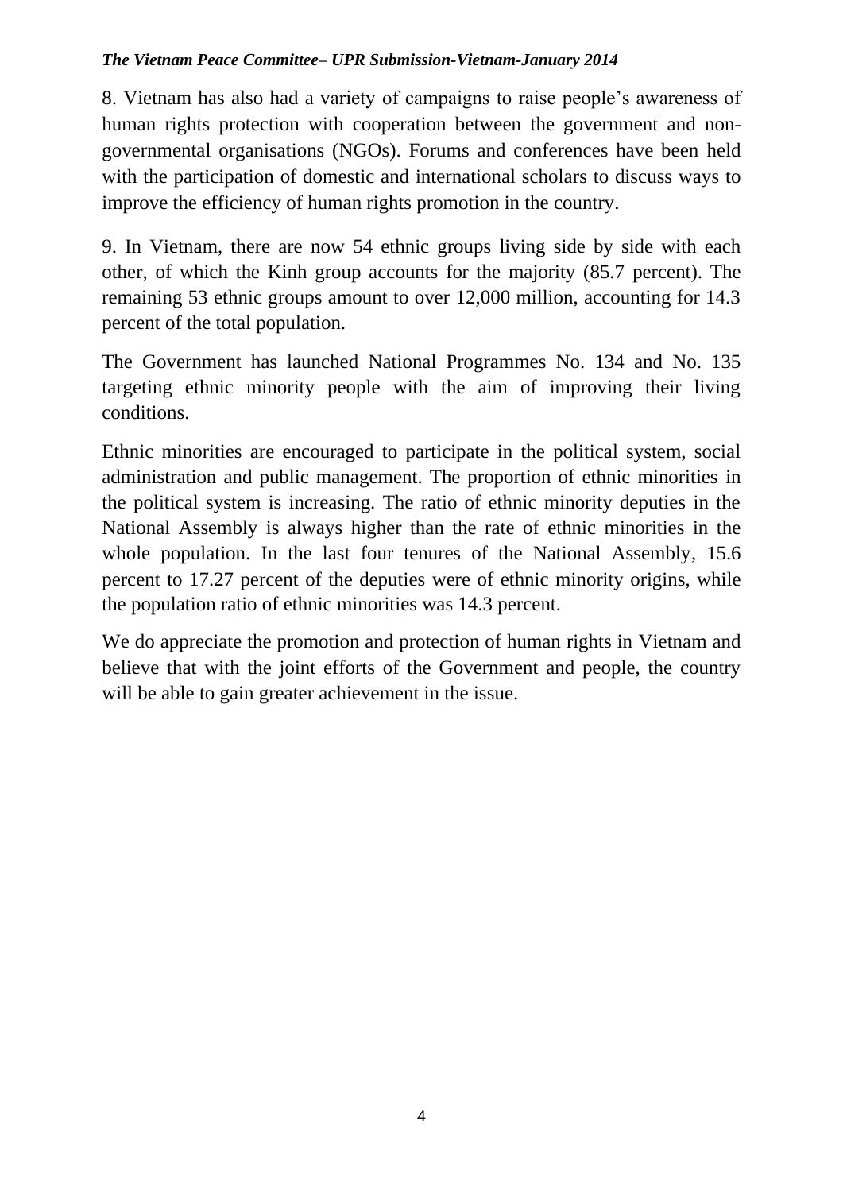8. Vietnam has also had a variety of campaigns to raise people's awareness of human rights protection with cooperation between the government and non-governmental organisations (NGOs). Forums and conferences have been held with the participation of domestic and international scholars to discuss ways to improve the efficiency of human rights promotion in the country.

9. In Vietnam, there are now 54 ethnic groups living side by side with each other, of which the Kinh group accounts for the majority (85.7 percent). The remaining 53 ethnic groups amount to over 12,000 million, accounting for 14.3 percent of the total population.

The Government has launched National Programmes No. 134 and No. 135 targeting ethnic minority people with the aim of improving their living conditions.

Ethnic minorities are encouraged to participate in the political system, social administration and public management. The proportion of ethnic minorities in the political system is increasing. The ratio of ethnic minority deputies in the National Assembly is always higher than the rate of ethnic minorities in the whole population. In the last four tenures of the National Assembly, 15.6 percent to 17.27 percent of the deputies were of ethnic minority origins, while the population ratio of ethnic minorities was 14.3 percent.

We do appreciate the promotion and protection of human rights in Vietnam and believe that with the joint efforts of the Government and people, the country will be able to gain greater achievement in the issue.